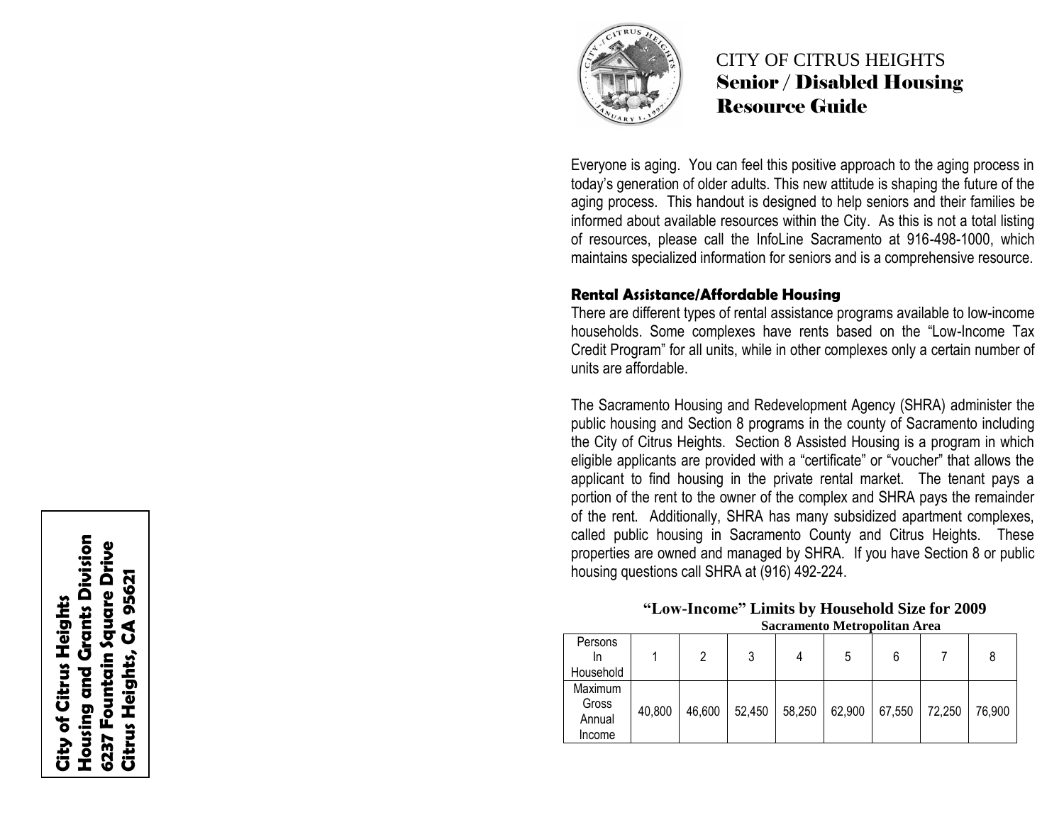City of Citrus Heights
Housing and Grants Division
6237 Fountain Square Drive
Citrus Heights, CA 95621

# CITY OF CITRUS HEIGHTS
## Senior / Disabled Housing Resource Guide

Everyone is aging. You can feel this positive approach to the aging process in today's generation of older adults. This new attitude is shaping the future of the aging process. This handout is designed to help seniors and their families be informed about available resources within the City. As this is not a total listing of resources, please call the InfoLine Sacramento at 916-498-1000, which maintains specialized information for seniors and is a comprehensive resource.

### Rental Assistance/Affordable Housing

There are different types of rental assistance programs available to low-income households. Some complexes have rents based on the "Low-Income Tax Credit Program" for all units, while in other complexes only a certain number of units are affordable.

The Sacramento Housing and Redevelopment Agency (SHRA) administer the public housing and Section 8 programs in the county of Sacramento including the City of Citrus Heights. Section 8 Assisted Housing is a program in which eligible applicants are provided with a "certificate" or "voucher" that allows the applicant to find housing in the private rental market. The tenant pays a portion of the rent to the owner of the complex and SHRA pays the remainder of the rent. Additionally, SHRA has many subsidized apartment complexes, called public housing in Sacramento County and Citrus Heights. These properties are owned and managed by SHRA. If you have Section 8 or public housing questions call SHRA at (916) 492-224.

**"Low-Income" Limits by Household Size for 2009**
**Sacramento Metropolitan Area**

| Persons In Household | 1 | 2 | 3 | 4 | 5 | 6 | 7 | 8 |
|---|---|---|---|---|---|---|---|---|
| Maximum Gross Annual Income | 40,800 | 46,600 | 52,450 | 58,250 | 62,900 | 67,550 | 72,250 | 76,900 |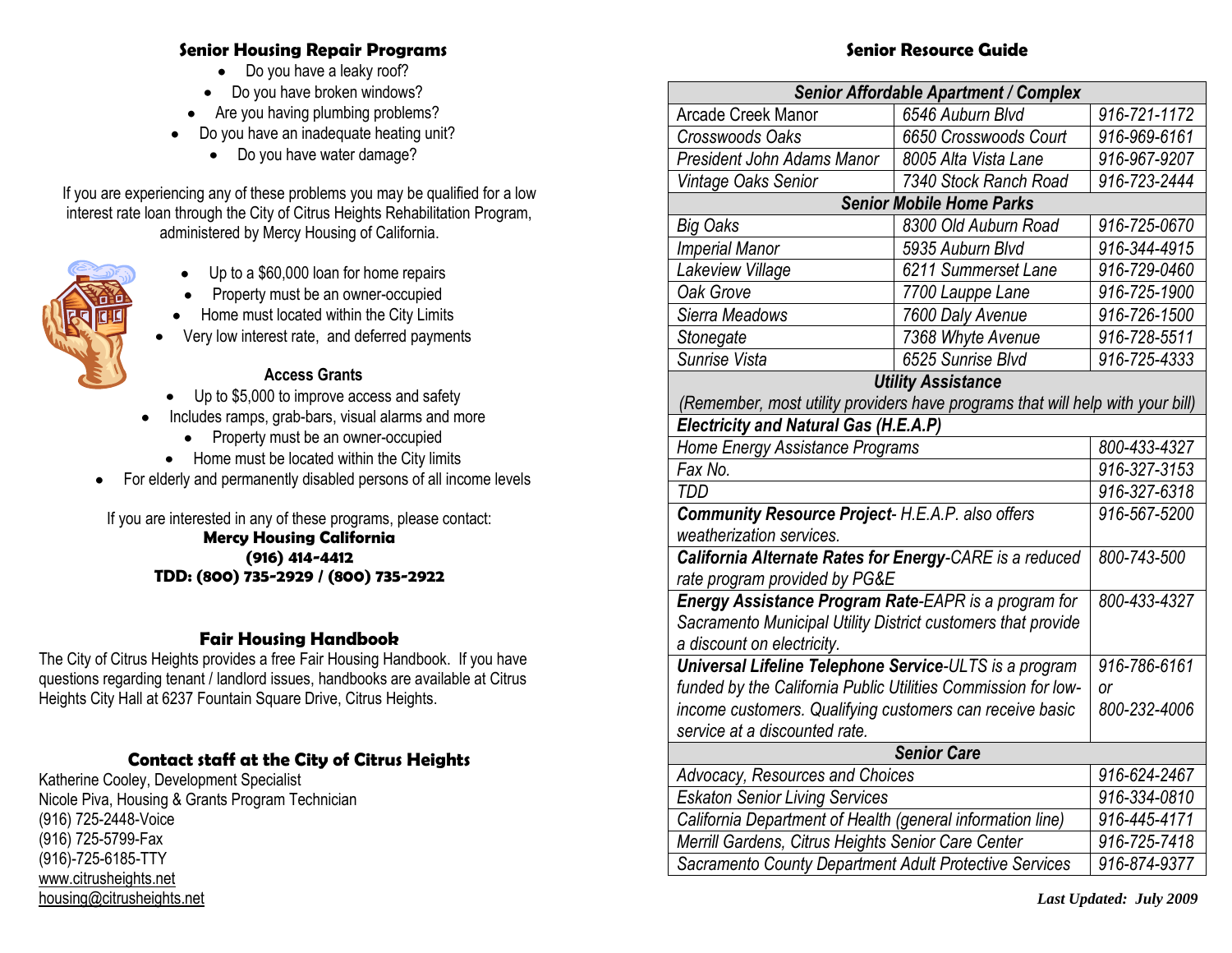## Senior Housing Repair Programs

- Do you have a leaky roof?
- Do you have broken windows?
- Are you having plumbing problems?
- Do you have an inadequate heating unit?
- Do you have water damage?

If you are experiencing any of these problems you may be qualified for a low interest rate loan through the City of Citrus Heights Rehabilitation Program, administered by Mercy Housing of California.

- Up to a $60,000 loan for home repairs
- Property must be an owner-occupied
- Home must located within the City Limits
- Very low interest rate, and deferred payments

### Access Grants

- Up to $5,000 to improve access and safety
- Includes ramps, grab-bars, visual alarms and more
- Property must be an owner-occupied
- Home must be located within the City limits
- For elderly and permanently disabled persons of all income levels

If you are interested in any of these programs, please contact:

**Mercy Housing California**
**(916) 414-4412**
**TDD: (800) 735-2929 / (800) 735-2922**

## Fair Housing Handbook

The City of Citrus Heights provides a free Fair Housing Handbook. If you have questions regarding tenant / landlord issues, handbooks are available at Citrus Heights City Hall at 6237 Fountain Square Drive, Citrus Heights.

## Contact staff at the City of Citrus Heights

Katherine Cooley, Development Specialist
Nicole Piva, Housing & Grants Program Technician
(916) 725-2448-Voice
(916) 725-5799-Fax
(916)-725-6185-TTY
www.citrusheights.net
housing@citrusheights.net

## Senior Resource Guide

| | | |
|---|---|---|
| ***Senior Affordable Apartment / Complex*** | | |
| Arcade Creek Manor | *6546 Auburn Blvd* | *916-721-1172* |
| *Crosswoods Oaks* | *6650 Crosswoods Court* | *916-969-6161* |
| *President John Adams Manor* | *8005 Alta Vista Lane* | *916-967-9207* |
| *Vintage Oaks Senior* | *7340 Stock Ranch Road* | *916-723-2444* |
| ***Senior Mobile Home Parks*** | | |
| *Big Oaks* | *8300 Old Auburn Road* | *916-725-0670* |
| *Imperial Manor* | *5935 Auburn Blvd* | *916-344-4915* |
| *Lakeview Village* | *6211 Summerset Lane* | *916-729-0460* |
| *Oak Grove* | *7700 Lauppe Lane* | *916-725-1900* |
| *Sierra Meadows* | *7600 Daly Avenue* | *916-726-1500* |
| *Stonegate* | *7368 Whyte Avenue* | *916-728-5511* |
| *Sunrise Vista* | *6525 Sunrise Blvd* | *916-725-4333* |
| ***Utility Assistance*** *(Remember, most utility providers have programs that will help with your bill)* | | |
| ***Electricity and Natural Gas (H.E.A.P)*** | | |
| *Home Energy Assistance Programs* | | *800-433-4327* |
| *Fax No.* | | *916-327-3153* |
| *TDD* | | *916-327-6318* |
| ***Community Resource Project****- H.E.A.P. also offers weatherization services.* | | *916-567-5200* |
| ***California Alternate Rates for Energy****-CARE is a reduced rate program provided by PG&E* | | *800-743-500* |
| ***Energy Assistance Program Rate****-EAPR is a program for Sacramento Municipal Utility District customers that provide a discount on electricity.* | | *800-433-4327* |
| ***Universal Lifeline Telephone Service****-ULTS is a program funded by the California Public Utilities Commission for low-income customers. Qualifying customers can receive basic service at a discounted rate.* | | *916-786-6161 or 800-232-4006* |
| ***Senior Care*** | | |
| *Advocacy, Resources and Choices* | | *916-624-2467* |
| *Eskaton Senior Living Services* | | *916-334-0810* |
| *California Department of Health (general information line)* | | *916-445-4171* |
| *Merrill Gardens, Citrus Heights Senior Care Center* | | *916-725-7418* |
| *Sacramento County Department Adult Protective Services* | | *916-874-9377* |

***Last Updated: July 2009***